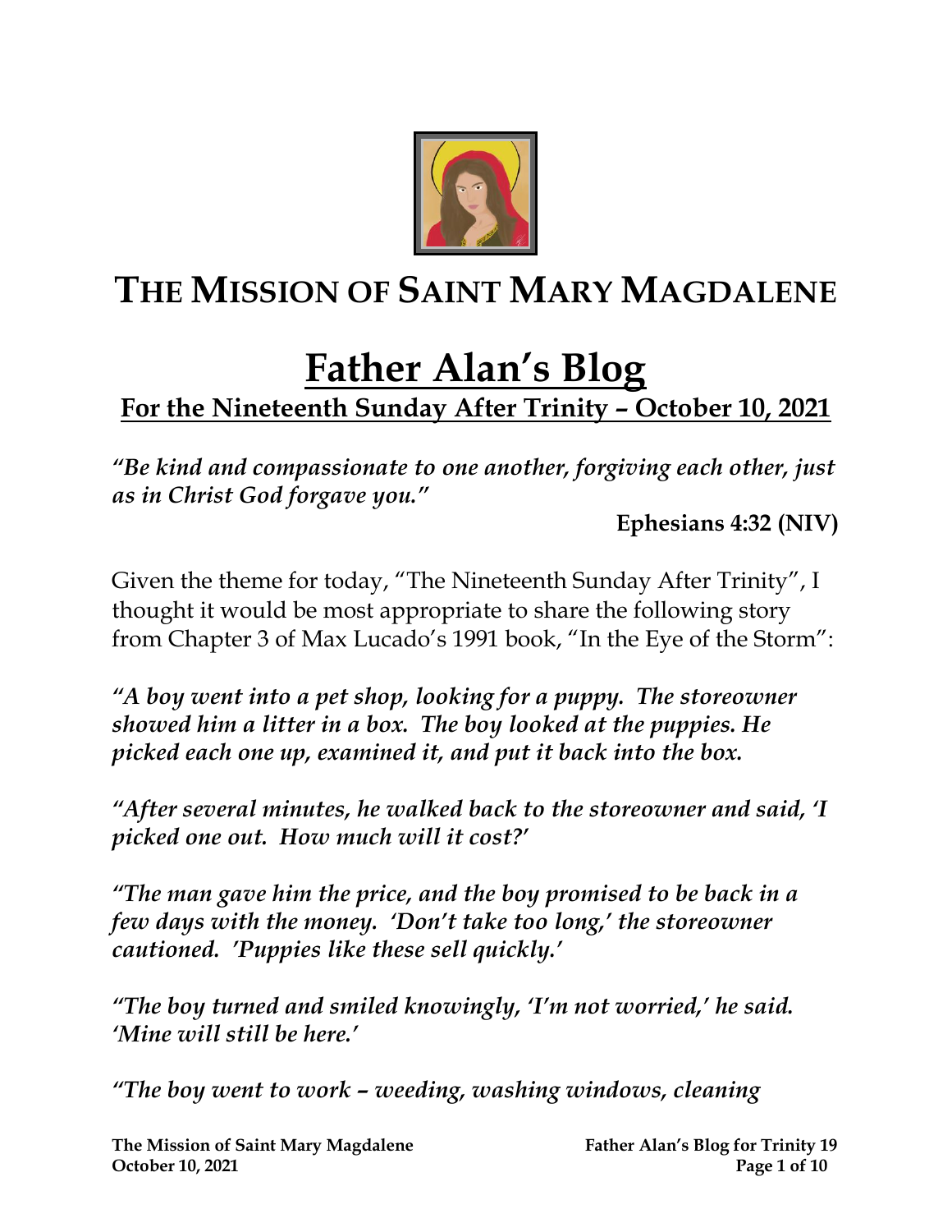# THE MISSION OF SAINT MARY MAGDALENE

# Father Alan's Blog

## For the Nineteenth Sunday After Trinity – October 10, 2021

***"Be kind and compassionate to one another, forgiving each other, just as in Christ God forgave you."***

**Ephesians 4:32 (NIV)**

Given the theme for today, "The Nineteenth Sunday After Trinity", I thought it would be most appropriate to share the following story from Chapter 3 of Max Lucado's 1991 book, "In the Eye of the Storm":

***"A boy went into a pet shop, looking for a puppy. The storeowner showed him a litter in a box. The boy looked at the puppies. He picked each one up, examined it, and put it back into the box.***

***"After several minutes, he walked back to the storeowner and said, 'I picked one out. How much will it cost?'***

***"The man gave him the price, and the boy promised to be back in a few days with the money. 'Don't take too long,' the storeowner cautioned. 'Puppies like these sell quickly.'***

***"The boy turned and smiled knowingly, 'I'm not worried,' he said. 'Mine will still be here.'***

***"The boy went to work – weeding, washing windows, cleaning***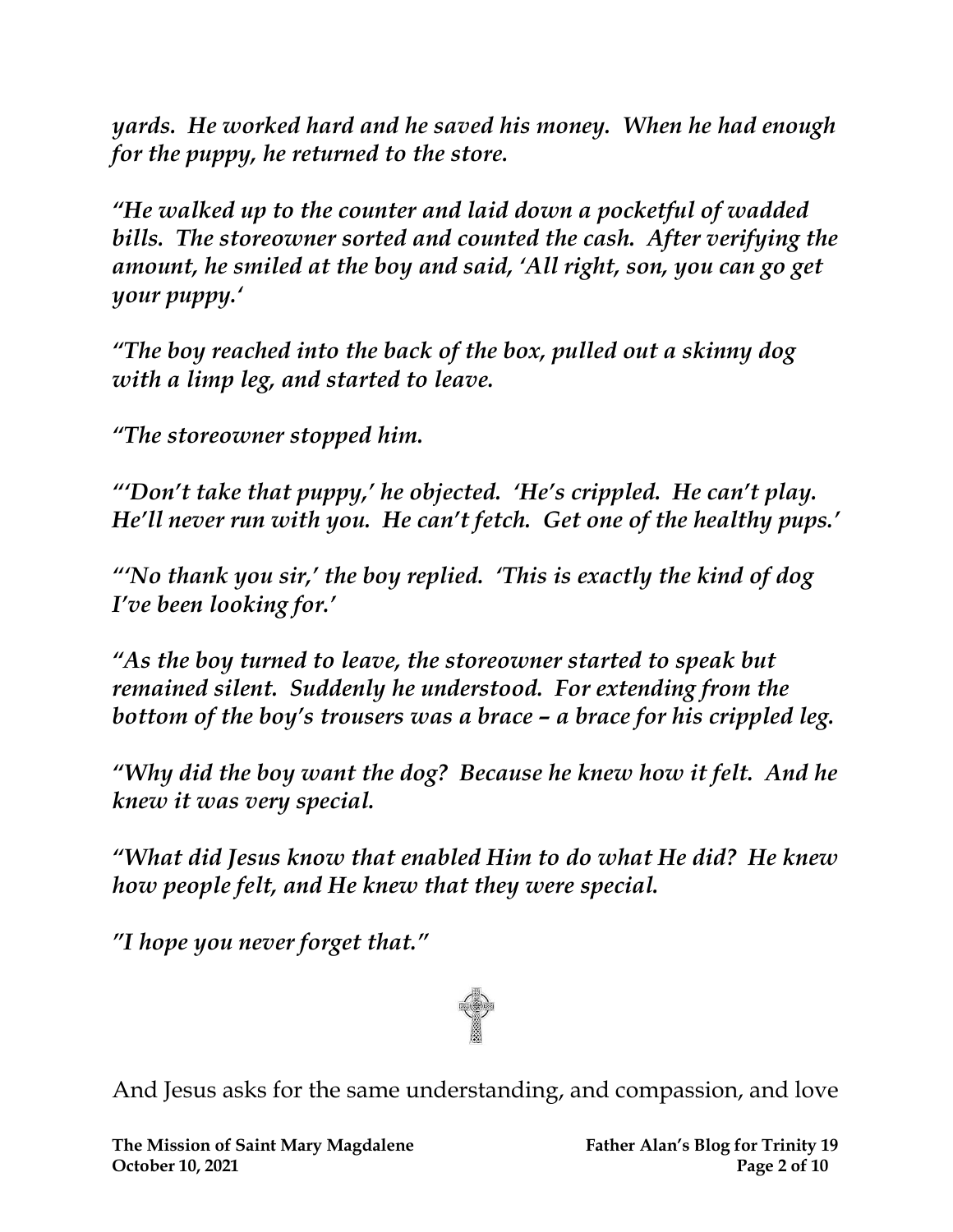*yards. He worked hard and he saved his money. When he had enough for the puppy, he returned to the store.*

*"He walked up to the counter and laid down a pocketful of wadded bills. The storeowner sorted and counted the cash. After verifying the amount, he smiled at the boy and said, 'All right, son, you can go get your puppy.'*

*"The boy reached into the back of the box, pulled out a skinny dog with a limp leg, and started to leave.*

*"The storeowner stopped him.*

*"'Don't take that puppy,' he objected. 'He's crippled. He can't play. He'll never run with you. He can't fetch. Get one of the healthy pups.'*

*"'No thank you sir,' the boy replied. 'This is exactly the kind of dog I've been looking for.'*

*"As the boy turned to leave, the storeowner started to speak but remained silent. Suddenly he understood. For extending from the bottom of the boy's trousers was a brace – a brace for his crippled leg.*

*"Why did the boy want the dog? Because he knew how it felt. And he knew it was very special.*

*"What did Jesus know that enabled Him to do what He did? He knew how people felt, and He knew that they were special.*

*"I hope you never forget that."*

And Jesus asks for the same understanding, and compassion, and love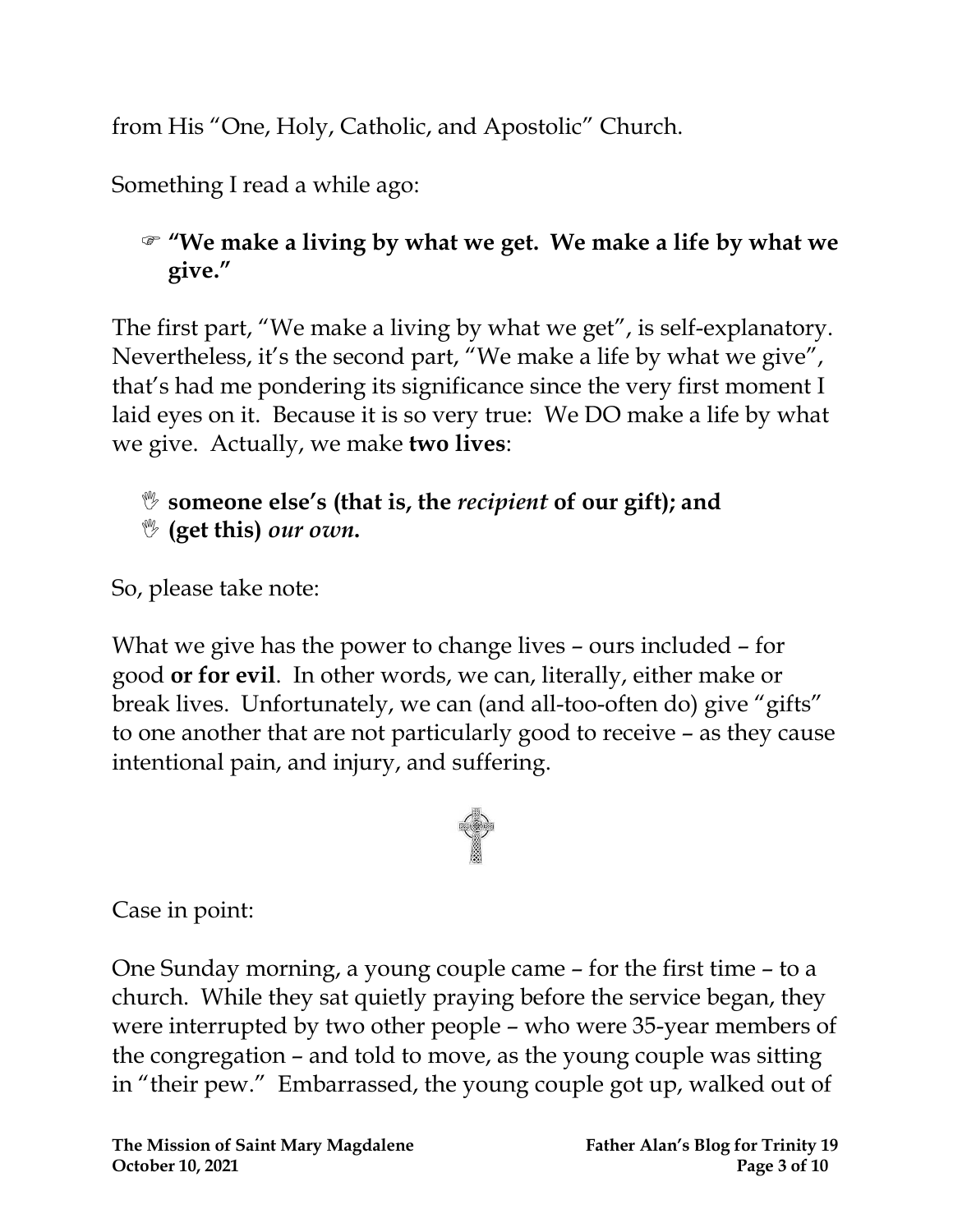from His "One, Holy, Catholic, and Apostolic" Church.

Something I read a while ago:

☞ **"We make a living by what we get. We make a life by what we give."**

The first part, "We make a living by what we get", is self-explanatory. Nevertheless, it's the second part, "We make a life by what we give", that's had me pondering its significance since the very first moment I laid eyes on it. Because it is so very true: We DO make a life by what we give. Actually, we make **two lives**:

- **someone else's (that is, the *recipient* of our gift); and**
- **(get this) *our own*.**

So, please take note:

What we give has the power to change lives – ours included – for good **or for evil**. In other words, we can, literally, either make or break lives. Unfortunately, we can (and all-too-often do) give "gifts" to one another that are not particularly good to receive – as they cause intentional pain, and injury, and suffering.

Case in point:

One Sunday morning, a young couple came – for the first time – to a church. While they sat quietly praying before the service began, they were interrupted by two other people – who were 35-year members of the congregation – and told to move, as the young couple was sitting in "their pew." Embarrassed, the young couple got up, walked out of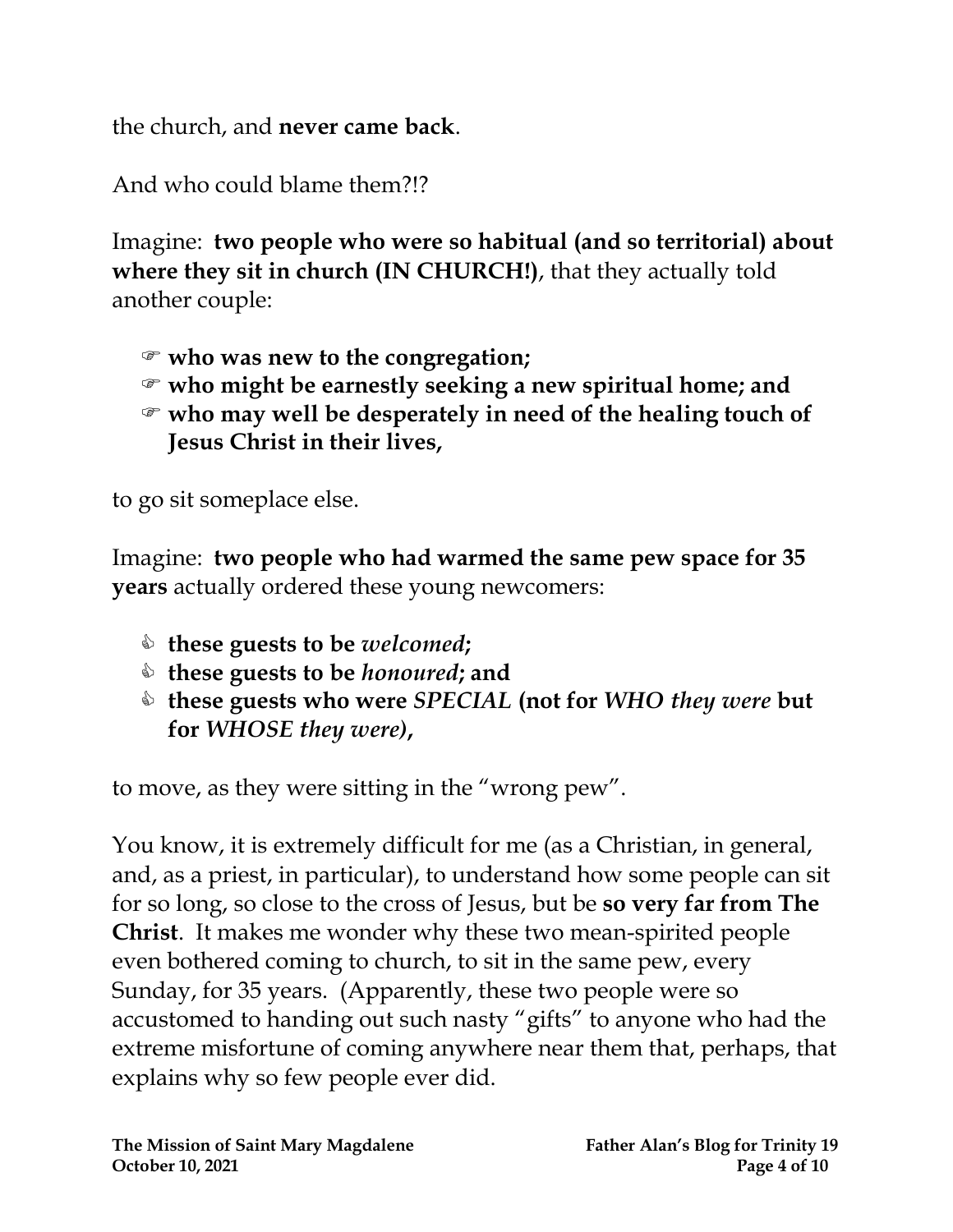the church, and **never came back**.

And who could blame them?!?

Imagine: **two people who were so habitual (and so territorial) about where they sit in church (IN CHURCH!)**, that they actually told another couple:

- ☞ **who was new to the congregation;**
- ☞ **who might be earnestly seeking a new spiritual home; and**
- ☞ **who may well be desperately in need of the healing touch of Jesus Christ in their lives,**

to go sit someplace else.

Imagine: **two people who had warmed the same pew space for 35 years** actually ordered these young newcomers:

- ✍ **these guests to be *welcomed*;**
- ✍ **these guests to be *honoured*; and**
- ✍ **these guests who were *SPECIAL* (not for *WHO they were* but for *WHOSE they were*),**

to move, as they were sitting in the "wrong pew".

You know, it is extremely difficult for me (as a Christian, in general, and, as a priest, in particular), to understand how some people can sit for so long, so close to the cross of Jesus, but be **so very far from The Christ**. It makes me wonder why these two mean-spirited people even bothered coming to church, to sit in the same pew, every Sunday, for 35 years. (Apparently, these two people were so accustomed to handing out such nasty "gifts" to anyone who had the extreme misfortune of coming anywhere near them that, perhaps, that explains why so few people ever did.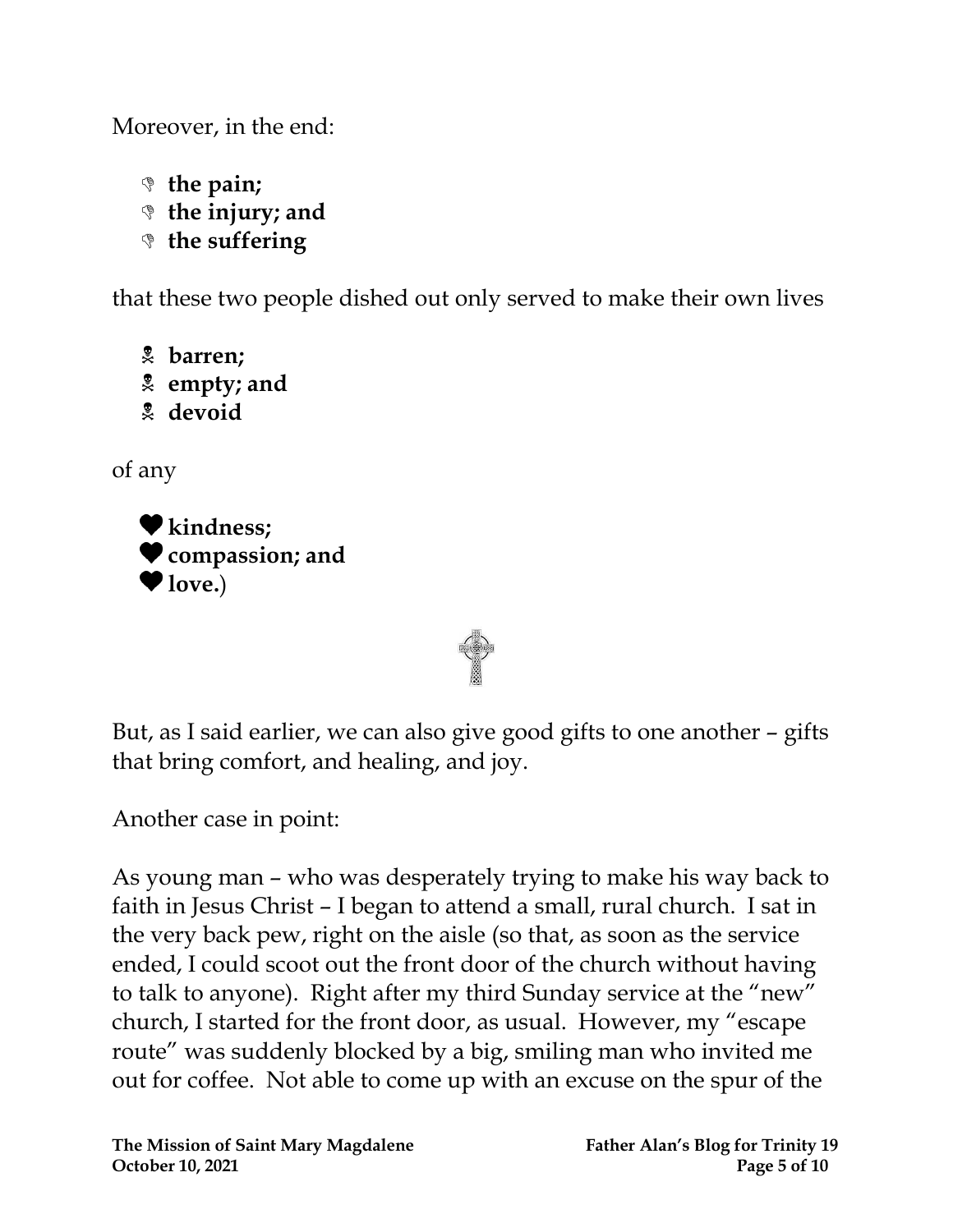Moreover, in the end:

- **the pain;**
- **the injury; and**
- **the suffering**

that these two people dished out only served to make their own lives

- **barren;**
- **empty; and**
- **devoid**

of any

- **kindness;**
- **compassion; and**
- **love.**)

But, as I said earlier, we can also give good gifts to one another – gifts that bring comfort, and healing, and joy.

Another case in point:

As young man – who was desperately trying to make his way back to faith in Jesus Christ – I began to attend a small, rural church. I sat in the very back pew, right on the aisle (so that, as soon as the service ended, I could scoot out the front door of the church without having to talk to anyone). Right after my third Sunday service at the "new" church, I started for the front door, as usual. However, my "escape route" was suddenly blocked by a big, smiling man who invited me out for coffee. Not able to come up with an excuse on the spur of the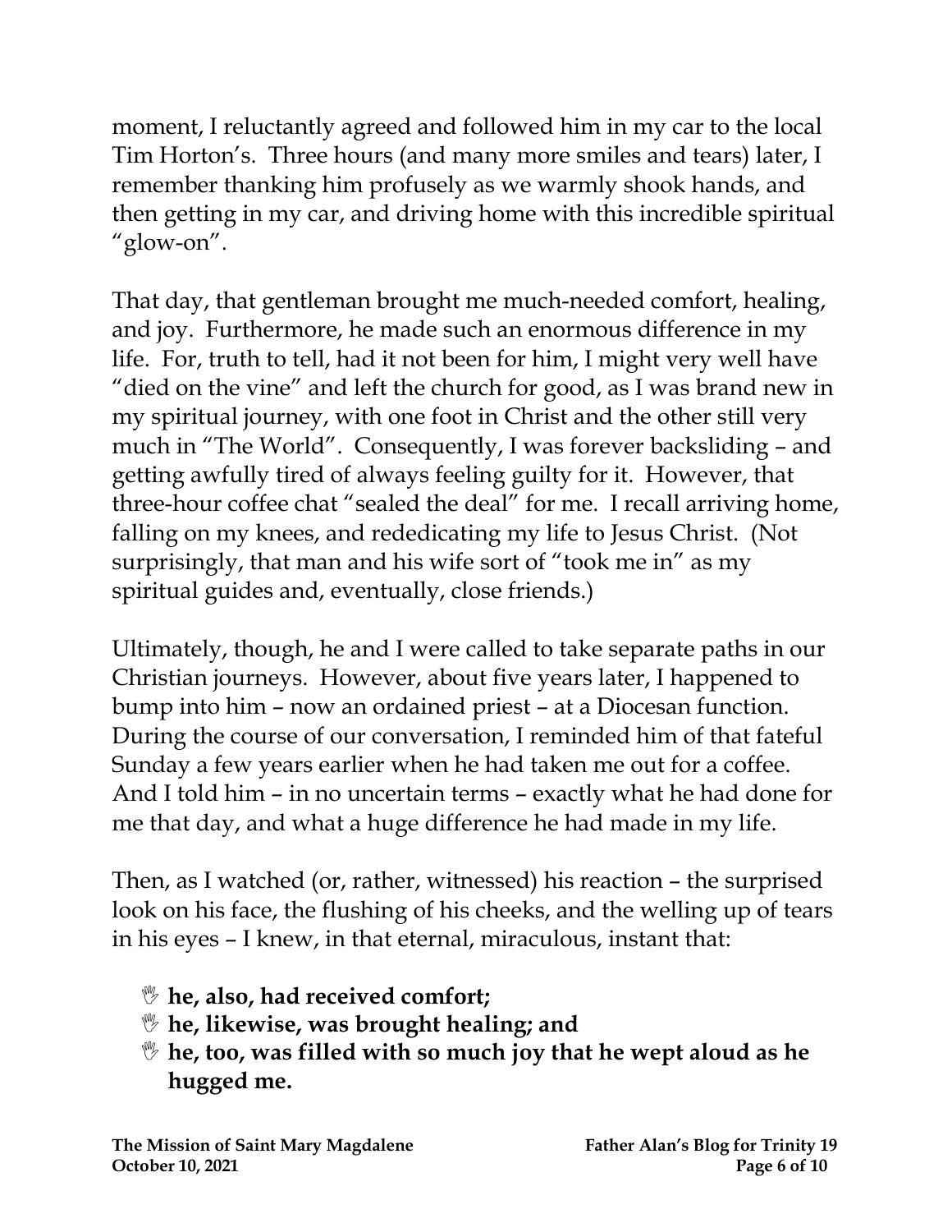moment, I reluctantly agreed and followed him in my car to the local Tim Horton's. Three hours (and many more smiles and tears) later, I remember thanking him profusely as we warmly shook hands, and then getting in my car, and driving home with this incredible spiritual "glow-on".

That day, that gentleman brought me much-needed comfort, healing, and joy. Furthermore, he made such an enormous difference in my life. For, truth to tell, had it not been for him, I might very well have "died on the vine" and left the church for good, as I was brand new in my spiritual journey, with one foot in Christ and the other still very much in "The World". Consequently, I was forever backsliding – and getting awfully tired of always feeling guilty for it. However, that three-hour coffee chat "sealed the deal" for me. I recall arriving home, falling on my knees, and rededicating my life to Jesus Christ. (Not surprisingly, that man and his wife sort of "took me in" as my spiritual guides and, eventually, close friends.)

Ultimately, though, he and I were called to take separate paths in our Christian journeys. However, about five years later, I happened to bump into him – now an ordained priest – at a Diocesan function. During the course of our conversation, I reminded him of that fateful Sunday a few years earlier when he had taken me out for a coffee. And I told him – in no uncertain terms – exactly what he had done for me that day, and what a huge difference he had made in my life.

Then, as I watched (or, rather, witnessed) his reaction – the surprised look on his face, the flushing of his cheeks, and the welling up of tears in his eyes – I knew, in that eternal, miraculous, instant that:

- **he, also, had received comfort;**
- **he, likewise, was brought healing; and**
- **he, too, was filled with so much joy that he wept aloud as he hugged me.**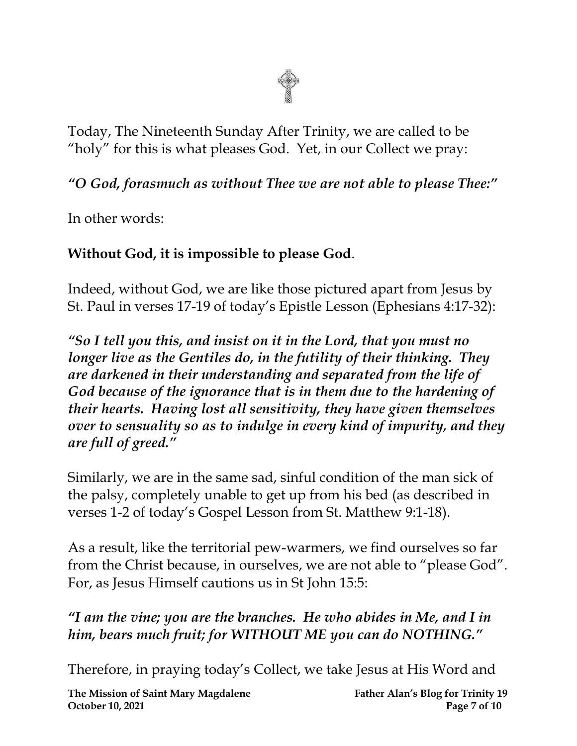Today, The Nineteenth Sunday After Trinity, we are called to be "holy" for this is what pleases God. Yet, in our Collect we pray:

***"O God, forasmuch as without Thee we are not able to please Thee:"***

In other words:

**Without God, it is impossible to please God**.

Indeed, without God, we are like those pictured apart from Jesus by St. Paul in verses 17-19 of today's Epistle Lesson (Ephesians 4:17-32):

***"So I tell you this, and insist on it in the Lord, that you must no longer live as the Gentiles do, in the futility of their thinking. They are darkened in their understanding and separated from the life of God because of the ignorance that is in them due to the hardening of their hearts. Having lost all sensitivity, they have given themselves over to sensuality so as to indulge in every kind of impurity, and they are full of greed."***

Similarly, we are in the same sad, sinful condition of the man sick of the palsy, completely unable to get up from his bed (as described in verses 1-2 of today's Gospel Lesson from St. Matthew 9:1-18).

As a result, like the territorial pew-warmers, we find ourselves so far from the Christ because, in ourselves, we are not able to "please God". For, as Jesus Himself cautions us in St John 15:5:

***"I am the vine; you are the branches. He who abides in Me, and I in him, bears much fruit; for WITHOUT ME you can do NOTHING."***

Therefore, in praying today's Collect, we take Jesus at His Word and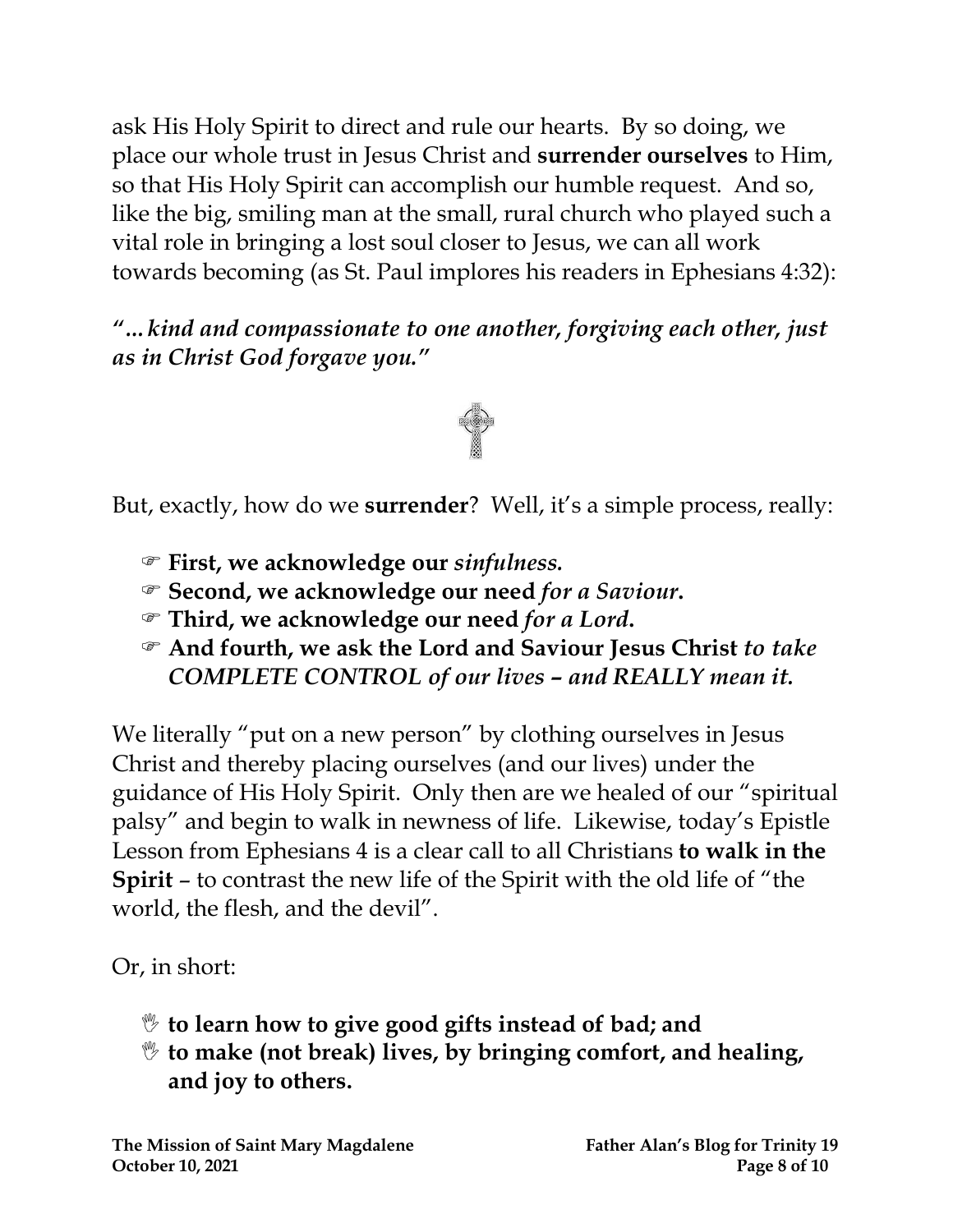ask His Holy Spirit to direct and rule our hearts. By so doing, we place our whole trust in Jesus Christ and **surrender ourselves** to Him, so that His Holy Spirit can accomplish our humble request. And so, like the big, smiling man at the small, rural church who played such a vital role in bringing a lost soul closer to Jesus, we can all work towards becoming (as St. Paul implores his readers in Ephesians 4:32):

***"…kind and compassionate to one another, forgiving each other, just as in Christ God forgave you."***

But, exactly, how do we **surrender**? Well, it's a simple process, really:

- **First, we acknowledge our** ***sinfulness.***
- **Second, we acknowledge our need** ***for a Saviour.***
- **Third, we acknowledge our need** ***for a Lord.***
- **And fourth, we ask the Lord and Saviour Jesus Christ** ***to take COMPLETE CONTROL of our lives – and REALLY mean it.***

We literally "put on a new person" by clothing ourselves in Jesus Christ and thereby placing ourselves (and our lives) under the guidance of His Holy Spirit. Only then are we healed of our "spiritual palsy" and begin to walk in newness of life. Likewise, today's Epistle Lesson from Ephesians 4 is a clear call to all Christians **to walk in the Spirit** – to contrast the new life of the Spirit with the old life of "the world, the flesh, and the devil".

Or, in short:

- **to learn how to give good gifts instead of bad; and**
- **to make (not break) lives, by bringing comfort, and healing, and joy to others.**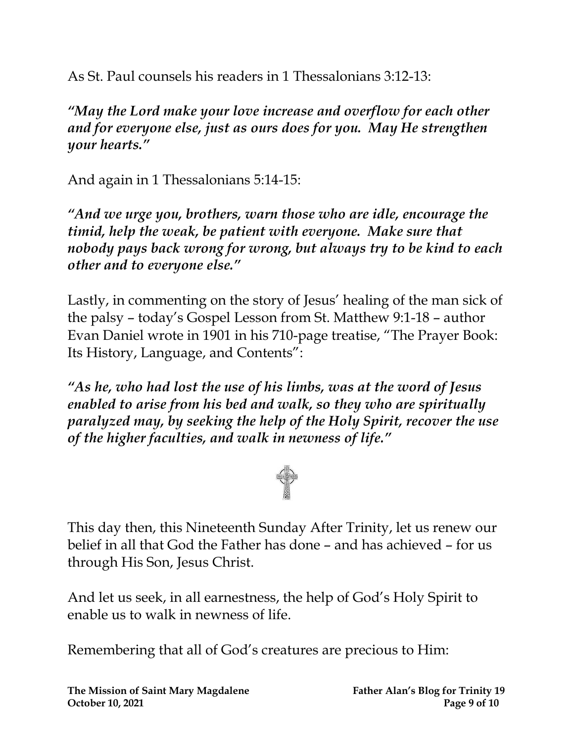As St. Paul counsels his readers in 1 Thessalonians 3:12-13:

***"May the Lord make your love increase and overflow for each other and for everyone else, just as ours does for you. May He strengthen your hearts."***

And again in 1 Thessalonians 5:14-15:

***"And we urge you, brothers, warn those who are idle, encourage the timid, help the weak, be patient with everyone. Make sure that nobody pays back wrong for wrong, but always try to be kind to each other and to everyone else."***

Lastly, in commenting on the story of Jesus' healing of the man sick of the palsy – today's Gospel Lesson from St. Matthew 9:1-18 – author Evan Daniel wrote in 1901 in his 710-page treatise, "The Prayer Book: Its History, Language, and Contents":

***"As he, who had lost the use of his limbs, was at the word of Jesus enabled to arise from his bed and walk, so they who are spiritually paralyzed may, by seeking the help of the Holy Spirit, recover the use of the higher faculties, and walk in newness of life."***

This day then, this Nineteenth Sunday After Trinity, let us renew our belief in all that God the Father has done – and has achieved – for us through His Son, Jesus Christ.

And let us seek, in all earnestness, the help of God's Holy Spirit to enable us to walk in newness of life.

Remembering that all of God's creatures are precious to Him: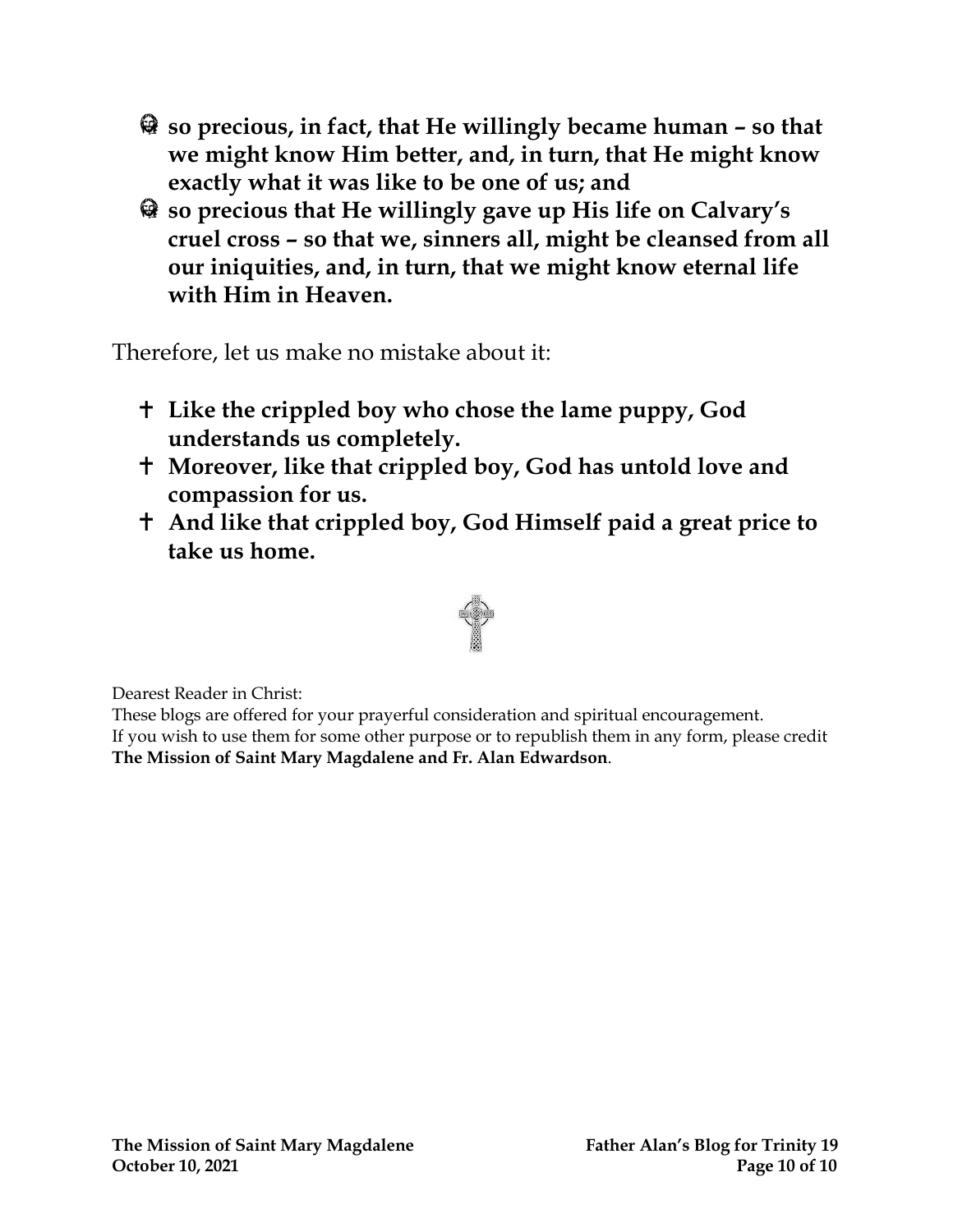- **so precious, in fact, that He willingly became human – so that we might know Him better, and, in turn, that He might know exactly what it was like to be one of us; and**
- **so precious that He willingly gave up His life on Calvary's cruel cross – so that we, sinners all, might be cleansed from all our iniquities, and, in turn, that we might know eternal life with Him in Heaven.**

Therefore, let us make no mistake about it:

- † **Like the crippled boy who chose the lame puppy, God understands us completely.**
- † **Moreover, like that crippled boy, God has untold love and compassion for us.**
- † **And like that crippled boy, God Himself paid a great price to take us home.**

Dearest Reader in Christ:
These blogs are offered for your prayerful consideration and spiritual encouragement.
If you wish to use them for some other purpose or to republish them in any form, please credit **The Mission of Saint Mary Magdalene and Fr. Alan Edwardson**.